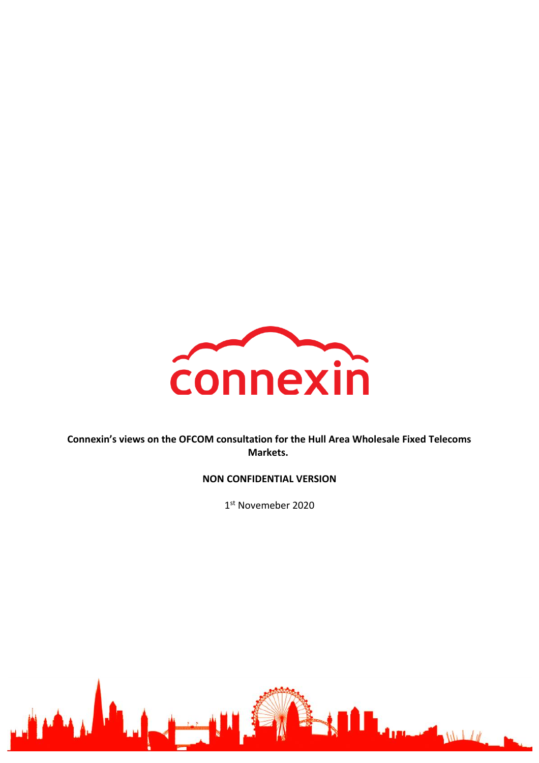connexin

**Connexin's views on the OFCOM consultation for the Hull Area Wholesale Fixed Telecoms Markets.**

**NON CONFIDENTIAL VERSION**

1st Novemeber 2020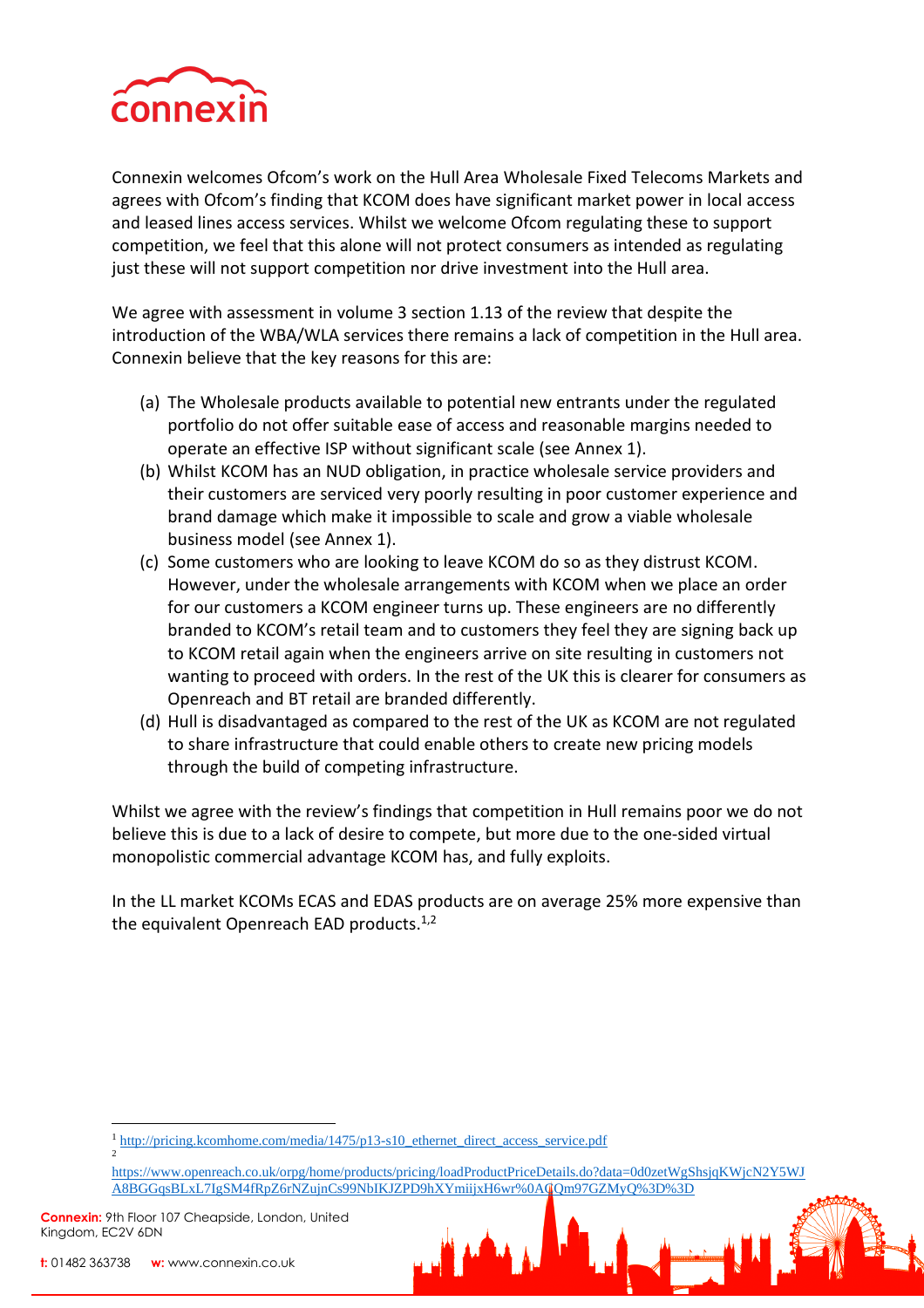Connexin welcomes Ofcom's work on the Hull Area Wholesale Fixed Telecoms Markets and agrees with Ofcom's finding that KCOM does have significant market power in local access and leased lines access services. Whilst we welcome Ofcom regulating these to support competition, we feel that this alone will not protect consumers as intended as regulating just these will not support competition nor drive investment into the Hull area.

We agree with assessment in volume 3 section 1.13 of the review that despite the introduction of the WBA/WLA services there remains a lack of competition in the Hull area. Connexin believe that the key reasons for this are:

(a) The Wholesale products available to potential new entrants under the regulated portfolio do not offer suitable ease of access and reasonable margins needed to operate an effective ISP without significant scale (see Annex 1).

(b) Whilst KCOM has an NUD obligation, in practice wholesale service providers and their customers are serviced very poorly resulting in poor customer experience and brand damage which make it impossible to scale and grow a viable wholesale business model (see Annex 1).

(c) Some customers who are looking to leave KCOM do so as they distrust KCOM. However, under the wholesale arrangements with KCOM when we place an order for our customers a KCOM engineer turns up. These engineers are no differently branded to KCOM's retail team and to customers they feel they are signing back up to KCOM retail again when the engineers arrive on site resulting in customers not wanting to proceed with orders. In the rest of the UK this is clearer for consumers as Openreach and BT retail are branded differently.

(d) Hull is disadvantaged as compared to the rest of the UK as KCOM are not regulated to share infrastructure that could enable others to create new pricing models through the build of competing infrastructure.

Whilst we agree with the review's findings that competition in Hull remains poor we do not believe this is due to a lack of desire to compete, but more due to the one-sided virtual monopolistic commercial advantage KCOM has, and fully exploits.

In the LL market KCOMs ECAS and EDAS products are on average 25% more expensive than the equivalent Openreach EAD products.[1,2]

[1] http://pricing.kcomhome.com/media/1475/p13-s10_ethernet_direct_access_service.pdf

[2] https://www.openreach.co.uk/orpg/home/products/pricing/loadProductPriceDetails.do?data=0d0zetWgShsjqKWjcN2Y5WJA8BGGqsBLxL7IgSM4fRpZ6rNZujnCs99NbIKJZPD9hXYmiijxH6wr%0ACQm97GZMyQ%3D%3D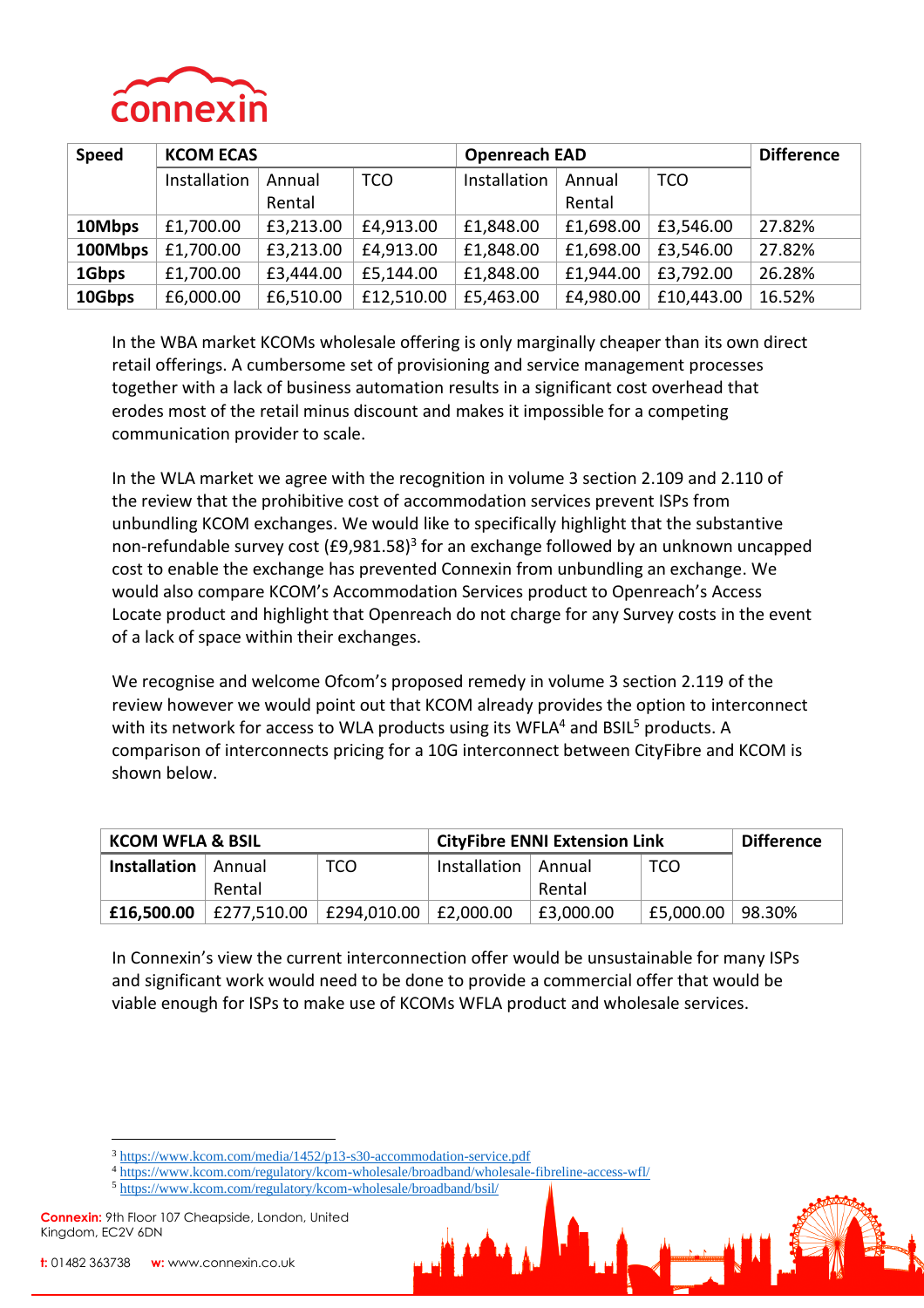| Speed | KCOM ECAS | | | Openreach EAD | | | Difference |
|---|---|---|---|---|---|---|---|
| | Installation | Annual Rental | TCO | Installation | Annual Rental | TCO | |
| 10Mbps | £1,700.00 | £3,213.00 | £4,913.00 | £1,848.00 | £1,698.00 | £3,546.00 | 27.82% |
| 100Mbps | £1,700.00 | £3,213.00 | £4,913.00 | £1,848.00 | £1,698.00 | £3,546.00 | 27.82% |
| 1Gbps | £1,700.00 | £3,444.00 | £5,144.00 | £1,848.00 | £1,944.00 | £3,792.00 | 26.28% |
| 10Gbps | £6,000.00 | £6,510.00 | £12,510.00 | £5,463.00 | £4,980.00 | £10,443.00 | 16.52% |

In the WBA market KCOMs wholesale offering is only marginally cheaper than its own direct retail offerings. A cumbersome set of provisioning and service management processes together with a lack of business automation results in a significant cost overhead that erodes most of the retail minus discount and makes it impossible for a competing communication provider to scale.

In the WLA market we agree with the recognition in volume 3 section 2.109 and 2.110 of the review that the prohibitive cost of accommodation services prevent ISPs from unbundling KCOM exchanges. We would like to specifically highlight that the substantive non-refundable survey cost (£9,981.58)[3] for an exchange followed by an unknown uncapped cost to enable the exchange has prevented Connexin from unbundling an exchange. We would also compare KCOM's Accommodation Services product to Openreach's Access Locate product and highlight that Openreach do not charge for any Survey costs in the event of a lack of space within their exchanges.

We recognise and welcome Ofcom's proposed remedy in volume 3 section 2.119 of the review however we would point out that KCOM already provides the option to interconnect with its network for access to WLA products using its WFLA[4] and BSIL[5] products. A comparison of interconnects pricing for a 10G interconnect between CityFibre and KCOM is shown below.

| KCOM WFLA & BSIL | | | CityFibre ENNI Extension Link | | | Difference |
|---|---|---|---|---|---|---|
| **Installation** | Annual Rental | TCO | Installation | Annual Rental | TCO | |
| **£16,500.00** | £277,510.00 | £294,010.00 | £2,000.00 | £3,000.00 | £5,000.00 | 98.30% |

In Connexin's view the current interconnection offer would be unsustainable for many ISPs and significant work would need to be done to provide a commercial offer that would be viable enough for ISPs to make use of KCOMs WFLA product and wholesale services.

[3] https://www.kcom.com/media/1452/p13-s30-accommodation-service.pdf
[4] https://www.kcom.com/regulatory/kcom-wholesale/broadband/wholesale-fibreline-access-wfl/
[5] https://www.kcom.com/regulatory/kcom-wholesale/broadband/bsil/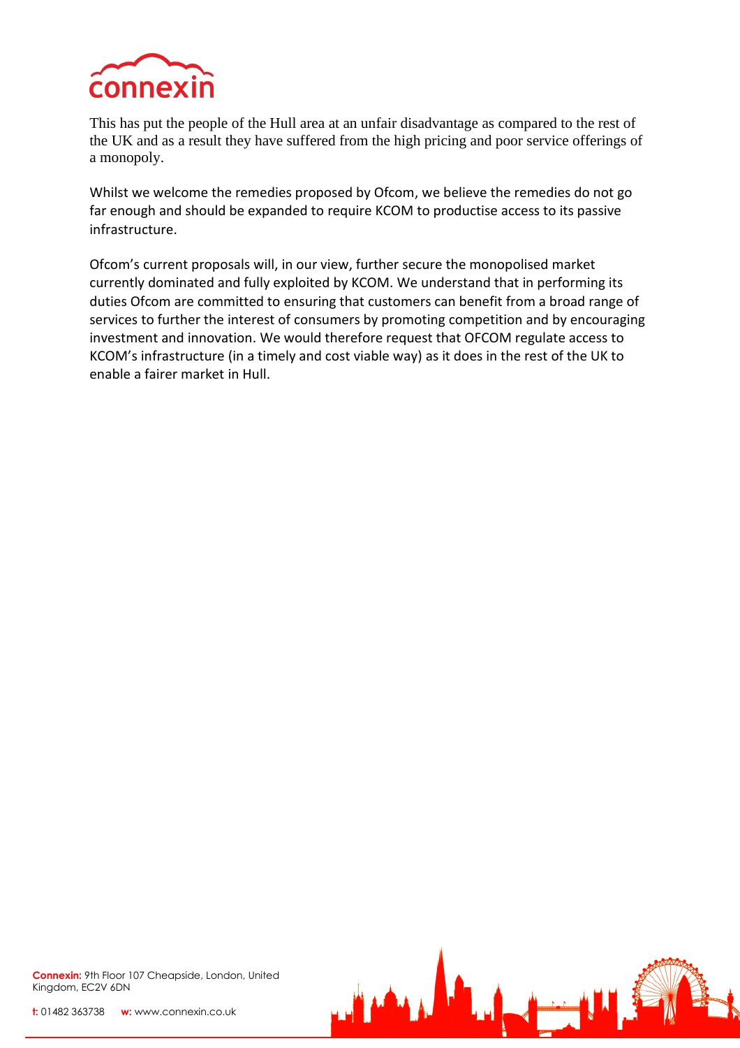This has put the people of the Hull area at an unfair disadvantage as compared to the rest of the UK and as a result they have suffered from the high pricing and poor service offerings of a monopoly.

Whilst we welcome the remedies proposed by Ofcom, we believe the remedies do not go far enough and should be expanded to require KCOM to productise access to its passive infrastructure.

Ofcom's current proposals will, in our view, further secure the monopolised market currently dominated and fully exploited by KCOM. We understand that in performing its duties Ofcom are committed to ensuring that customers can benefit from a broad range of services to further the interest of consumers by promoting competition and by encouraging investment and innovation. We would therefore request that OFCOM regulate access to KCOM's infrastructure (in a timely and cost viable way) as it does in the rest of the UK to enable a fairer market in Hull.